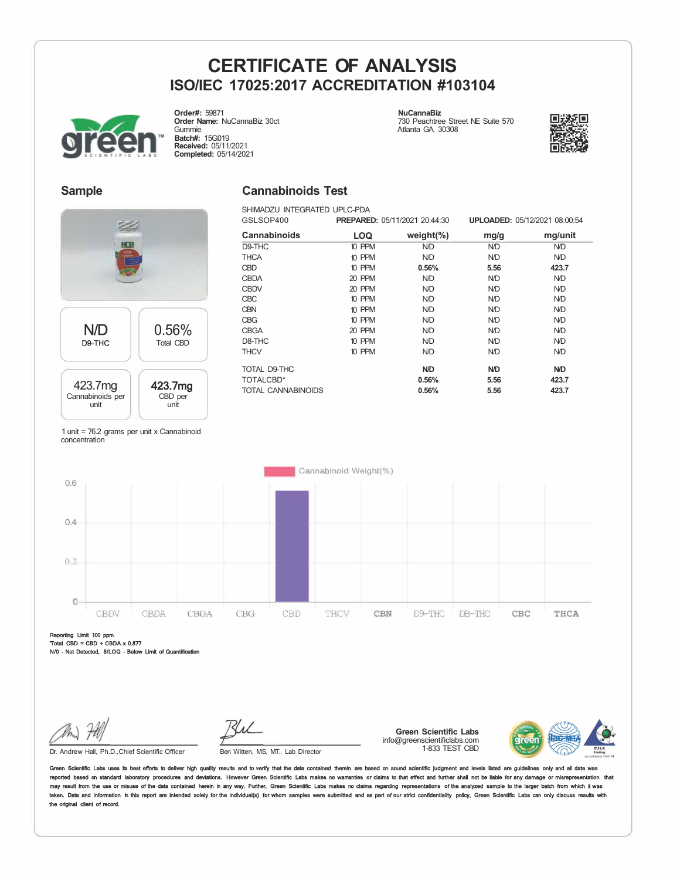# CERTIFICATE OF ANALYSIS

## ISO/IEC 17025:2017 ACCREDITATION #103104

**Order#:** 59871
**Order Name:** NuCannaBiz 30ct Gummie
**Batch#:** 15G019
**Received:** 05/11/2021
**Completed:** 05/14/2021

**NuCannaBiz**
730 Peachtree Street NE Suite 570
Atlanta GA, 30308

## Sample

| N/D | 0.56% |
|---|---|
| D9-THC | Total CBD |
| **423.7mg** | **423.7mg** |
| Cannabinoids per unit | CBD per unit |

1 unit = 76.2 grams per unit x Cannabinoid concentration

## Cannabinoids Test

SHIMADZU INTEGRATED UPLC-PDA
GSLSOP400 **PREPARED:** 05/11/2021 20:44:30 **UPLOADED:** 05/12/2021 08:00:54

| Cannabinoids | LOQ | weight(%) | mg/g | mg/unit |
|---|---|---|---|---|
| D9-THC | 10 PPM | N/D | N/D | N/D |
| THCA | 10 PPM | N/D | N/D | N/D |
| CBD | 10 PPM | **0.56%** | **5.56** | **423.7** |
| CBDA | 20 PPM | N/D | N/D | N/D |
| CBDV | 20 PPM | N/D | N/D | N/D |
| CBC | 10 PPM | N/D | N/D | N/D |
| CBN | 10 PPM | N/D | N/D | N/D |
| CBG | 10 PPM | N/D | N/D | N/D |
| CBGA | 20 PPM | N/D | N/D | N/D |
| D8-THC | 10 PPM | N/D | N/D | N/D |
| THCV | 10 PPM | N/D | N/D | N/D |
| TOTAL D9-THC | | **N/D** | **N/D** | **N/D** |
| TOTALCBD* | | **0.56%** | **5.56** | **423.7** |
| TOTAL CANNABINOIDS | | **0.56%** | **5.56** | **423.7** |

Cannabinoid Weight(%)

| CBDV | CBDA | CBGA | CBG | CBD | THCV | CBN | D9-THC | D8-THC | CBC | THCA |
|---|---|---|---|---|---|---|---|---|---|---|
| 0 | 0 | 0 | 0 | 0.56 | 0 | 0 | 0 | 0 | 0 | 0 |

Reporting Limit 100 ppm
*Total CBD = CBD + CBDA x 0.877
N/D - Not Detected, B/LOQ - Below Limit of Quantification

Dr. Andrew Hall, Ph.D., Chief Scientific Officer

Ben Witten, MS, MT., Lab Director

**Green Scientific Labs**
info@greenscientificlabs.com
1-833 TEST CBD

Green Scientific Labs uses its best efforts to deliver high quality results and to verify that the data contained therein are based on sound scientific judgment and levels listed are guidelines only and all data was reported based on standard laboratory procedures and deviations. However Green Scientific Labs makes no warranties or claims to that effect and further shall not be liable for any damage or misrepresentation that may result from the use or misuse of the data contained herein in any way. Further, Green Scientific Labs makes no claims regarding representations of the analyzed sample to the larger batch from which it was taken. Data and information in this report are intended solely for the individual(s) for whom samples were submitted and as part of our strict confidentiality policy, Green Scientific Labs can only discuss results with the original client of record.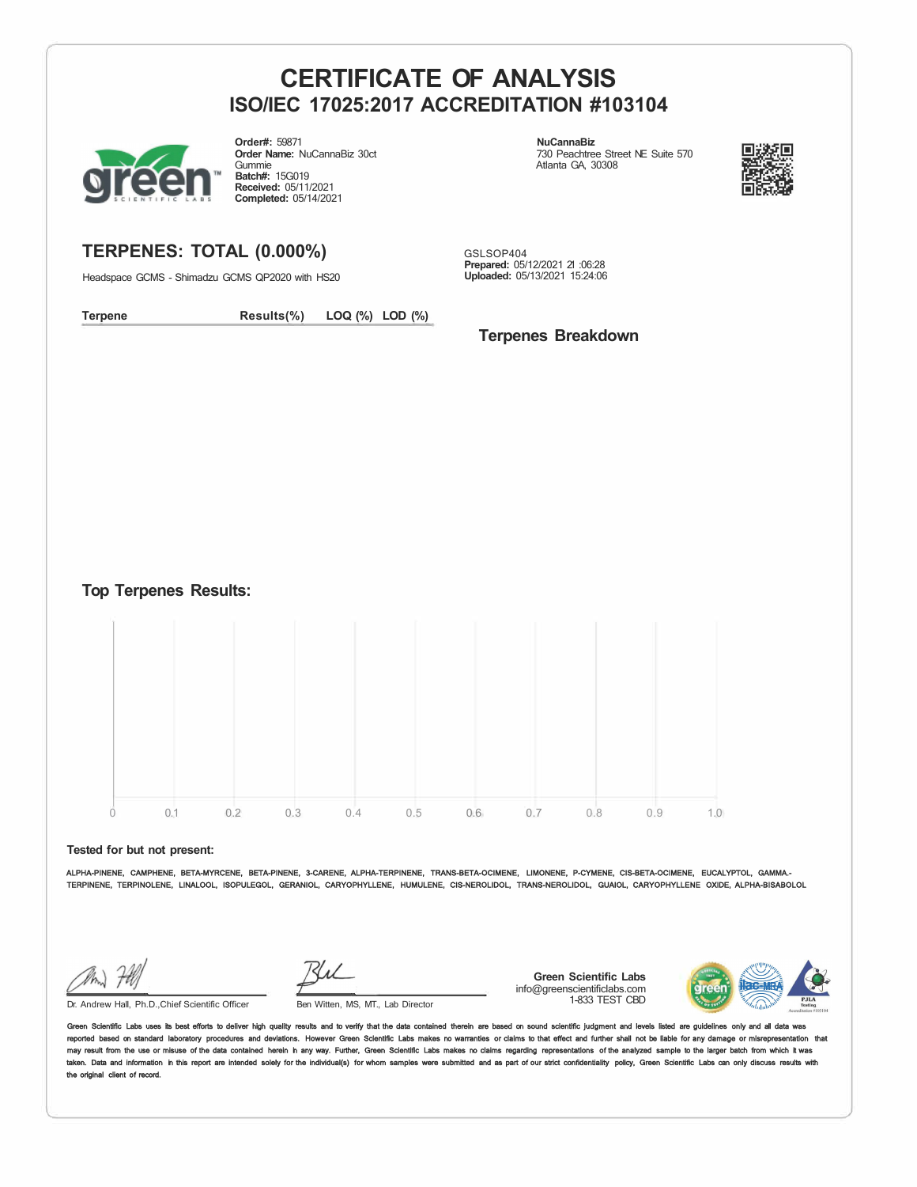# CERTIFICATE OF ANALYSIS

## ISO/IEC 17025:2017 ACCREDITATION #103104

**Order#:** 59871
**Order Name:** NuCannaBiz 30ct Gummie
**Batch#:** 15G019
**Received:** 05/11/2021
**Completed:** 05/14/2021

**NuCannaBiz**
730 Peachtree Street NE Suite 570
Atlanta GA, 30308

## TERPENES: TOTAL (0.000%)

Headspace GCMS - Shimadzu GCMS QP2020 with HS20

GSLSOP404
**Prepared:** 05/12/2021 21 :06:28
**Uploaded:** 05/13/2021 15:24:06

| Terpene | Results(%) | LOQ (%) | LOD (%) |
|---|---|---|---|

### Terpenes Breakdown

### Top Terpenes Results:

0 0.1 0.2 0.3 0.4 0.5 0.6 0.7 0.8 0.9 1.0

**Tested for but not present:**

ALPHA-PINENE, CAMPHENE, BETA-MYRCENE, BETA-PINENE, 3-CARENE, ALPHA-TERPINENE, TRANS-BETA-OCIMENE, LIMONENE, P-CYMENE, CIS-BETA-OCIMENE, EUCALYPTOL, GAMMA.-TERPINENE, TERPINOLENE, LINALOOL, ISOPULEGOL, GERANIOL, CARYOPHYLLENE, HUMULENE, CIS-NEROLIDOL, TRANS-NEROLIDOL, GUAIOL, CARYOPHYLLENE OXIDE, ALPHA-BISABOLOL

Dr. Andrew Hall, Ph.D.,Chief Scientific Officer

Ben Witten, MS, MT., Lab Director

**Green Scientific Labs**
info@greenscientificlabs.com
1-833 TEST CBD

Green Scientific Labs uses its best efforts to deliver high quality results and to verify that the data contained therein are based on sound scientific judgment and levels listed are guidelines only and all data was reported based on standard laboratory procedures and deviations. However Green Scientific Labs makes no warranties or claims to that effect and further shall not be liable for any damage or misrepresentation that may result from the use or misuse of the data contained herein in any way. Further, Green Scientific Labs makes no claims regarding representations of the analyzed sample to the larger batch from which it was taken. Data and information in this report are intended solely for the individual(s) for whom samples were submitted and as part of our strict confidentiality policy, Green Scientific Labs can only discuss results with the original client of record.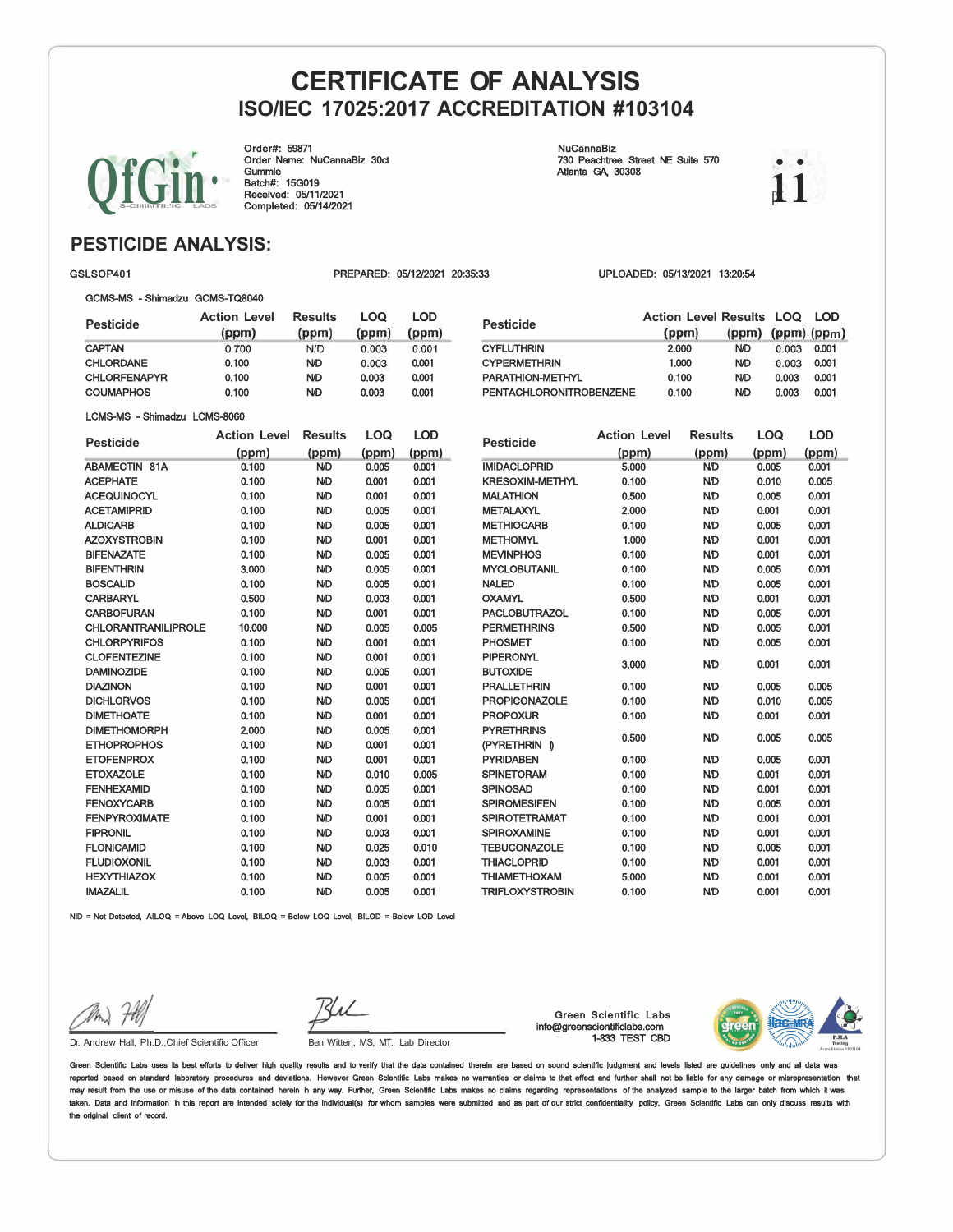# CERTIFICATE OF ANALYSIS

## ISO/IEC 17025:2017 ACCREDITATION #103104

Order#: 59871
Order Name: NuCannaBiz 30ct Gummie
Batch#: 15G019
Received: 05/11/2021
Completed: 05/14/2021

NuCannaBiz
730 Peachtree Street NE Suite 570
Atlanta GA, 30308

## PESTICIDE ANALYSIS:

GSLSOP401 PREPARED: 05/12/2021 20:35:33 UPLOADED: 05/13/2021 13:20:54

GCMS-MS - Shimadzu GCMS-TQ8040

| Pesticide | Action Level (ppm) | Results (ppm) | LOQ (ppm) | LOD (ppm) |
|---|---|---|---|---|
| CAPTAN | 0.700 | N/D | 0.003 | 0.001 |
| CHLORDANE | 0.100 | N/D | 0.003 | 0.001 |
| CHLORFENAPYR | 0.100 | N/D | 0.003 | 0.001 |
| COUMAPHOS | 0.100 | N/D | 0.003 | 0.001 |
| CYFLUTHRIN | 2.000 | N/D | 0.003 | 0.001 |
| CYPERMETHRIN | 1.000 | N/D | 0.003 | 0.001 |
| PARATHION-METHYL | 0.100 | N/D | 0.003 | 0.001 |
| PENTACHLORONITROBENZENE | 0.100 | N/D | 0.003 | 0.001 |

LCMS-MS - Shimadzu LCMS-8060

| Pesticide | Action Level (ppm) | Results (ppm) | LOQ (ppm) | LOD (ppm) |
|---|---|---|---|---|
| ABAMECTIN 81A | 0.100 | N/D | 0.005 | 0.001 |
| ACEPHATE | 0.100 | N/D | 0.001 | 0.001 |
| ACEQUINOCYL | 0.100 | N/D | 0.001 | 0.001 |
| ACETAMIPRID | 0.100 | N/D | 0.005 | 0.001 |
| ALDICARB | 0.100 | N/D | 0.005 | 0.001 |
| AZOXYSTROBIN | 0.100 | N/D | 0.001 | 0.001 |
| BIFENAZATE | 0.100 | N/D | 0.005 | 0.001 |
| BIFENTHRIN | 3.000 | N/D | 0.005 | 0.001 |
| BOSCALID | 0.100 | N/D | 0.005 | 0.001 |
| CARBARYL | 0.500 | N/D | 0.003 | 0.001 |
| CARBOFURAN | 0.100 | N/D | 0.001 | 0.001 |
| CHLORANTRANILIPROLE | 10.000 | N/D | 0.005 | 0.005 |
| CHLORPYRIFOS | 0.100 | N/D | 0.001 | 0.001 |
| CLOFENTEZINE | 0.100 | N/D | 0.001 | 0.001 |
| DAMINOZIDE | 0.100 | N/D | 0.005 | 0.001 |
| DIAZINON | 0.100 | N/D | 0.001 | 0.001 |
| DICHLORVOS | 0.100 | N/D | 0.005 | 0.001 |
| DIMETHOATE | 0.100 | N/D | 0.001 | 0.001 |
| DIMETHOMORPH | 2.000 | N/D | 0.005 | 0.001 |
| ETHOPROPHOS | 0.100 | N/D | 0.001 | 0.001 |
| ETOFENPROX | 0.100 | N/D | 0.001 | 0.001 |
| ETOXAZOLE | 0.100 | N/D | 0.010 | 0.005 |
| FENHEXAMID | 0.100 | N/D | 0.005 | 0.001 |
| FENOXYCARB | 0.100 | N/D | 0.005 | 0.001 |
| FENPYROXIMATE | 0.100 | N/D | 0.001 | 0.001 |
| FIPRONIL | 0.100 | N/D | 0.003 | 0.001 |
| FLONICAMID | 0.100 | N/D | 0.025 | 0.010 |
| FLUDIOXONIL | 0.100 | N/D | 0.003 | 0.001 |
| HEXYTHIAZOX | 0.100 | N/D | 0.005 | 0.001 |
| IMAZALIL | 0.100 | N/D | 0.005 | 0.001 |
| IMIDACLOPRID | 5.000 | N/D | 0.005 | 0.001 |
| KRESOXIM-METHYL | 0.100 | N/D | 0.010 | 0.005 |
| MALATHION | 0.500 | N/D | 0.005 | 0.001 |
| METALAXYL | 2.000 | N/D | 0.001 | 0.001 |
| METHIOCARB | 0.100 | N/D | 0.005 | 0.001 |
| METHOMYL | 1.000 | N/D | 0.001 | 0.001 |
| MEVINPHOS | 0.100 | N/D | 0.001 | 0.001 |
| MYCLOBUTANIL | 0.100 | N/D | 0.005 | 0.001 |
| NALED | 0.100 | N/D | 0.005 | 0.001 |
| OXAMYL | 0.500 | N/D | 0.001 | 0.001 |
| PACLOBUTRAZOL | 0.100 | N/D | 0.005 | 0.001 |
| PERMETHRINS | 0.500 | N/D | 0.005 | 0.001 |
| PHOSMET | 0.100 | N/D | 0.005 | 0.001 |
| PIPERONYL BUTOXIDE | 3.000 | N/D | 0.001 | 0.001 |
| PRALLETHRIN | 0.100 | N/D | 0.005 | 0.005 |
| PROPICONAZOLE | 0.100 | N/D | 0.010 | 0.005 |
| PROPOXUR | 0.100 | N/D | 0.001 | 0.001 |
| PYRETHRINS (PYRETHRIN I) | 0.500 | N/D | 0.005 | 0.005 |
| PYRIDABEN | 0.100 | N/D | 0.005 | 0.001 |
| SPINETORAM | 0.100 | N/D | 0.001 | 0.001 |
| SPINOSAD | 0.100 | N/D | 0.001 | 0.001 |
| SPIROMESIFEN | 0.100 | N/D | 0.005 | 0.001 |
| SPIROTETRAMAT | 0.100 | N/D | 0.001 | 0.001 |
| SPIROXAMINE | 0.100 | N/D | 0.001 | 0.001 |
| TEBUCONAZOLE | 0.100 | N/D | 0.005 | 0.001 |
| THIACLOPRID | 0.100 | N/D | 0.001 | 0.001 |
| THIAMETHOXAM | 5.000 | N/D | 0.001 | 0.001 |
| TRIFLOXYSTROBIN | 0.100 | N/D | 0.001 | 0.001 |

N/D = Not Detected, A/LOQ = Above LOQ Level, B/LOQ = Below LOQ Level, B/LOD = Below LOD Level

Dr. Andrew Hall, Ph.D., Chief Scientific Officer

Ben Witten, MS, MT., Lab Director

Green Scientific Labs
info@greenscientificlabs.com
1-833 TEST CBD

Green Scientific Labs uses its best efforts to deliver high quality results and to verify that the data contained therein are based on sound scientific judgment and levels listed are guidelines only and all data was reported based on standard laboratory procedures and deviations. However Green Scientific Labs makes no warranties or claims to that effect and further shall not be liable for any damage or misrepresentation that may result from the use or misuse of the data contained herein in any way. Further, Green Scientific Labs makes no claims regarding representations of the analyzed sample to the larger batch from which it was taken. Data and information in this report are intended solely for the individual(s) for whom samples were submitted and as part of our strict confidentiality policy, Green Scientific Labs can only discuss results with the original client of record.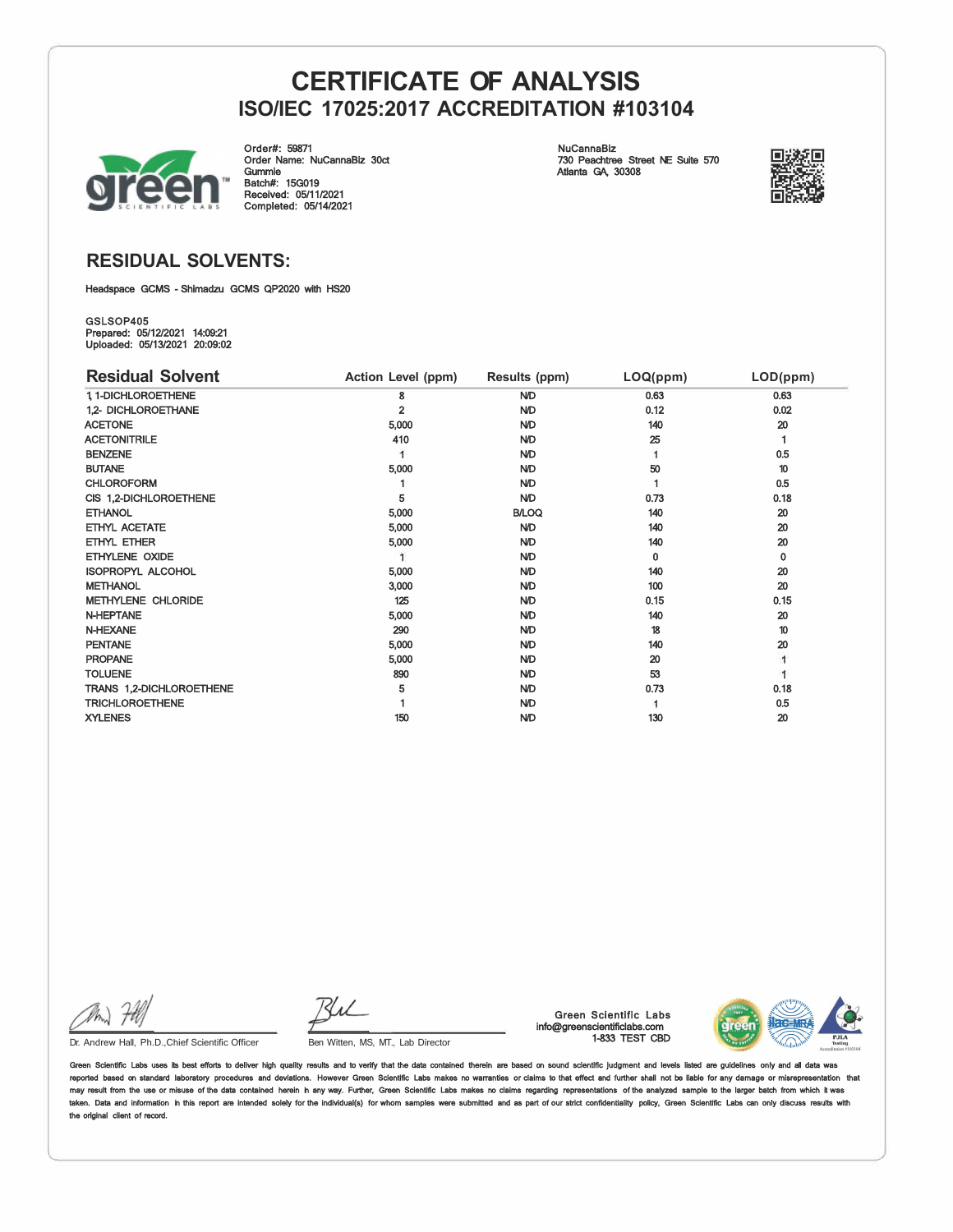# CERTIFICATE OF ANALYSIS

## ISO/IEC 17025:2017 ACCREDITATION #103104

Order#: 59871
Order Name: NuCannaBiz 30ct Gummie
Batch#: 15G019
Received: 05/11/2021
Completed: 05/14/2021

NuCannaBiz
730 Peachtree Street NE Suite 570
Atlanta GA, 30308

## RESIDUAL SOLVENTS:

Headspace GCMS - Shimadzu GCMS QP2020 with HS20

GSLSOP405
Prepared: 05/12/2021 14:09:21
Uploaded: 05/13/2021 20:09:02

| Residual Solvent | Action Level (ppm) | Results (ppm) | LOQ(ppm) | LOD(ppm) |
|---|---|---|---|---|
| 1, 1-DICHLOROETHENE | 8 | N/D | 0.63 | 0.63 |
| 1,2- DICHLOROETHANE | 2 | N/D | 0.12 | 0.02 |
| ACETONE | 5,000 | N/D | 140 | 20 |
| ACETONITRILE | 410 | N/D | 25 | 1 |
| BENZENE | 1 | N/D | 1 | 0.5 |
| BUTANE | 5,000 | N/D | 50 | 10 |
| CHLOROFORM | 1 | N/D | 1 | 0.5 |
| CIS 1,2-DICHLOROETHENE | 5 | N/D | 0.73 | 0.18 |
| ETHANOL | 5,000 | B/LOQ | 140 | 20 |
| ETHYL ACETATE | 5,000 | N/D | 140 | 20 |
| ETHYL ETHER | 5,000 | N/D | 140 | 20 |
| ETHYLENE OXIDE | 1 | N/D | 0 | 0 |
| ISOPROPYL ALCOHOL | 5,000 | N/D | 140 | 20 |
| METHANOL | 3,000 | N/D | 100 | 20 |
| METHYLENE CHLORIDE | 125 | N/D | 0.15 | 0.15 |
| N-HEPTANE | 5,000 | N/D | 140 | 20 |
| N-HEXANE | 290 | N/D | 18 | 10 |
| PENTANE | 5,000 | N/D | 140 | 20 |
| PROPANE | 5,000 | N/D | 20 | 1 |
| TOLUENE | 890 | N/D | 53 | 1 |
| TRANS 1,2-DICHLOROETHENE | 5 | N/D | 0.73 | 0.18 |
| TRICHLOROETHENE | 1 | N/D | 1 | 0.5 |
| XYLENES | 150 | N/D | 130 | 20 |

Dr. Andrew Hall, Ph.D.,Chief Scientific Officer

Ben Witten, MS, MT., Lab Director

Green Scientific Labs
info@greenscientificlabs.com
1-833 TEST CBD

Green Scientific Labs uses its best efforts to deliver high quality results and to verify that the data contained therein are based on sound scientific judgment and levels listed are guidelines only and all data was reported based on standard laboratory procedures and deviations. However Green Scientific Labs makes no warranties or claims to that effect and further shall not be liable for any damage or misrepresentation that may result from the use or misuse of the data contained herein in any way. Further, Green Scientific Labs makes no claims regarding representations of the analyzed sample to the larger batch from which it was taken. Data and information in this report are intended solely for the individual(s) for whom samples were submitted and as part of our strict confidentiality policy, Green Scientific Labs can only discuss results with the original client of record.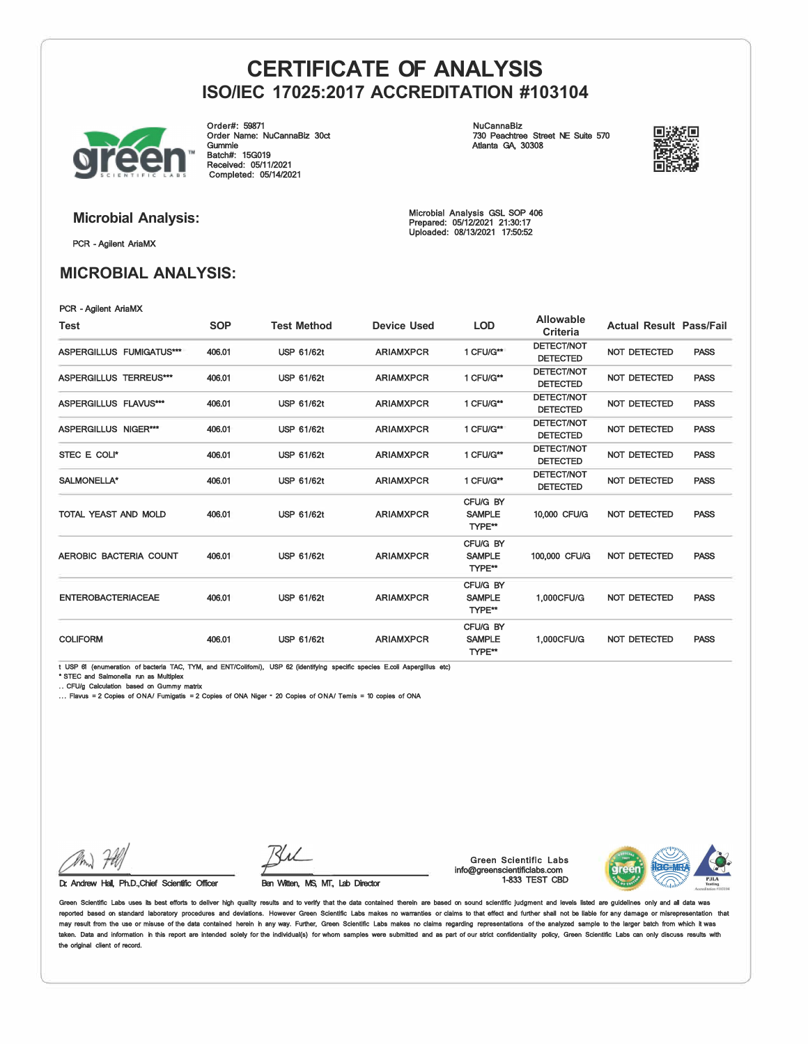# CERTIFICATE OF ANALYSIS

## ISO/IEC 17025:2017 ACCREDITATION #103104

Order#: 59871
Order Name: NuCannaBiz 30ct Gummie
Batch#: 15G019
Received: 05/11/2021
Completed: 05/14/2021

NuCannaBiz
730 Peachtree Street NE Suite 570
Atlanta GA, 30308

### Microbial Analysis:

PCR - Agilent AriaMX

Microbial Analysis GSL SOP 406
Prepared: 05/12/2021 21:30:17
Uploaded: 08/13/2021 17:50:52

## MICROBIAL ANALYSIS:

PCR - Agilent AriaMX

| Test | SOP | Test Method | Device Used | LOD | Allowable Criteria | Actual Result | Pass/Fail |
|---|---|---|---|---|---|---|---|
| ASPERGILLUS FUMIGATUS*** | 406.01 | USP 61/62t | ARIAMXPCR | 1 CFU/G** | DETECT/NOT DETECTED | NOT DETECTED | PASS |
| ASPERGILLUS TERREUS*** | 406.01 | USP 61/62t | ARIAMXPCR | 1 CFU/G** | DETECT/NOT DETECTED | NOT DETECTED | PASS |
| ASPERGILLUS FLAVUS*** | 406.01 | USP 61/62t | ARIAMXPCR | 1 CFU/G** | DETECT/NOT DETECTED | NOT DETECTED | PASS |
| ASPERGILLUS NIGER*** | 406.01 | USP 61/62t | ARIAMXPCR | 1 CFU/G** | DETECT/NOT DETECTED | NOT DETECTED | PASS |
| STEC E COLI* | 406.01 | USP 61/62t | ARIAMXPCR | 1 CFU/G** | DETECT/NOT DETECTED | NOT DETECTED | PASS |
| SALMONELLA* | 406.01 | USP 61/62t | ARIAMXPCR | 1 CFU/G** | DETECT/NOT DETECTED | NOT DETECTED | PASS |
| TOTAL YEAST AND MOLD | 406.01 | USP 61/62t | ARIAMXPCR | CFU/G BY SAMPLE TYPE** | 10,000 CFU/G | NOT DETECTED | PASS |
| AEROBIC BACTERIA COUNT | 406.01 | USP 61/62t | ARIAMXPCR | CFU/G BY SAMPLE TYPE** | 100,000 CFU/G | NOT DETECTED | PASS |
| ENTEROBACTERIACEAE | 406.01 | USP 61/62t | ARIAMXPCR | CFU/G BY SAMPLE TYPE** | 1,000CFU/G | NOT DETECTED | PASS |
| COLIFORM | 406.01 | USP 61/62t | ARIAMXPCR | CFU/G BY SAMPLE TYPE** | 1,000CFU/G | NOT DETECTED | PASS |

t USP 61 (enumeration of bacteria TAC, TYM, and ENT/Coliform), USP 62 (identifying specific species E.coli Aspergillus etc)
* STEC and Salmonella run as Multiplex
** CFU/g Calculation based on Gummy matrix
*** Flavus = 2 Copies of DNA/ Fumigatis = 2 Copies of DNA Niger - 20 Copies of DNA/ Terris = 10 copies of DNA

Dr. Andrew Hall, Ph.D.,Chief Scientific Officer

Ben Witten, MS, MT, Lab Director

Green Scientific Labs
info@greenscientificlabs.com
1-833 TEST CBD

Green Scientific Labs uses its best efforts to deliver high quality results and to verify that the data contained therein are based on sound scientific judgment and levels listed are guidelines only and all data was reported based on standard laboratory procedures and deviations. However Green Scientific Labs makes no warranties or claims to that effect and further shall not be liable for any damage or misrepresentation that may result from the use or misuse of the data contained herein in any way. Further, Green Scientific Labs makes no claims regarding representations of the analyzed sample to the larger batch from which it was taken. Data and information in this report are intended solely for the individual(s) for whom samples were submitted and as part of our strict confidentiality policy, Green Scientific Labs can only discuss results with the original client of record.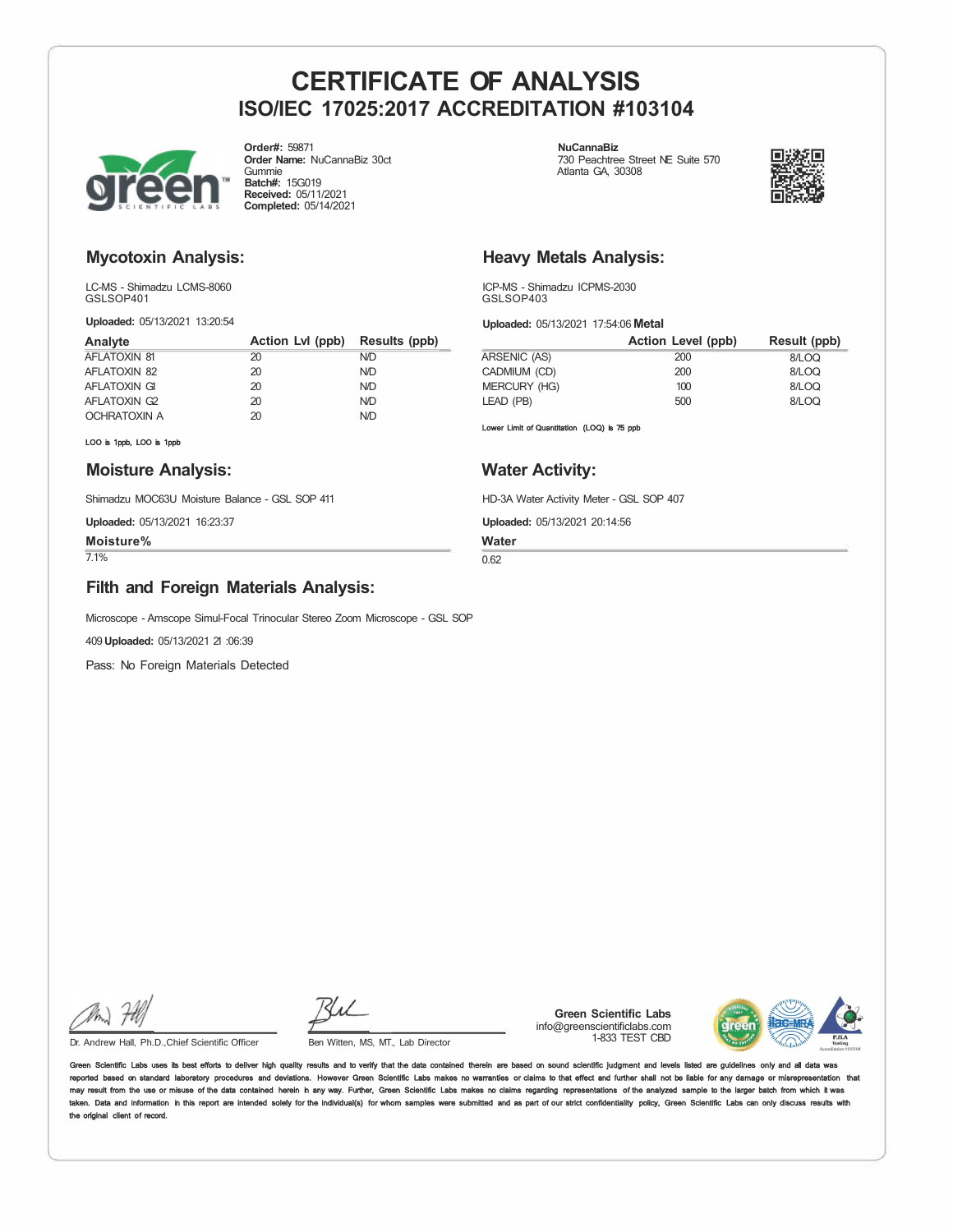# CERTIFICATE OF ANALYSIS

## ISO/IEC 17025:2017 ACCREDITATION #103104

**Order#:** 59871
**Order Name:** NuCannaBiz 30ct Gummie
**Batch#:** 15G019
**Received:** 05/11/2021
**Completed:** 05/14/2021

**NuCannaBiz**
730 Peachtree Street NE Suite 570
Atlanta GA, 30308

## Mycotoxin Analysis:

LC-MS - Shimadzu LCMS-8060
GSLSOP401

**Uploaded:** 05/13/2021 13:20:54

| Analyte | Action Lvl (ppb) | Results (ppb) |
|---|---|---|
| AFLATOXIN 81 | 20 | N/D |
| AFLATOXIN 82 | 20 | N/D |
| AFLATOXIN GI | 20 | N/D |
| AFLATOXIN G2 | 20 | N/D |
| OCHRATOXIN A | 20 | N/D |

LOO is 1ppb, LOO is 1ppb

## Heavy Metals Analysis:

ICP-MS - Shimadzu ICPMS-2030
GSLSOP403

**Uploaded:** 05/13/2021 17:54:06

| Metal | Action Level (ppb) | Result (ppb) |
|---|---|---|
| ARSENIC (AS) | 200 | 8/LOQ |
| CADMIUM (CD) | 200 | 8/LOQ |
| MERCURY (HG) | 100 | 8/LOQ |
| LEAD (PB) | 500 | 8/LOQ |

Lower Limit of Quantitation (LOQ) is 75 ppb

## Moisture Analysis:

Shimadzu MOC63U Moisture Balance - GSL SOP 411

**Uploaded:** 05/13/2021 16:23:37

| Moisture% |
|---|
| 7.1% |

## Water Activity:

HD-3A Water Activity Meter - GSL SOP 407

**Uploaded:** 05/13/2021 20:14:56

| Water |
|---|
| 0.62 |

## Filth and Foreign Materials Analysis:

Microscope - Amscope Simul-Focal Trinocular Stereo Zoom Microscope - GSL SOP 409 **Uploaded:** 05/13/2021 21 :06:39

Pass: No Foreign Materials Detected

Dr. Andrew Hall, Ph.D.,Chief Scientific Officer

Ben Witten, MS, MT., Lab Director

**Green Scientific Labs**
info@greenscientificlabs.com
1-833 TEST CBD

Green Scientific Labs uses its best efforts to deliver high quality results and to verify that the data contained therein are based on sound scientific judgment and levels listed are guidelines only and all data was reported based on standard laboratory procedures and deviations. However Green Scientific Labs makes no warranties or claims to that effect and further shall not be liable for any damage or misrepresentation that may result from the use or misuse of the data contained herein in any way. Further, Green Scientific Labs makes no claims regarding representations of the analyzed sample to the larger batch from which it was taken. Data and information in this report are intended solely for the individual(s) for whom samples were submitted and as part of our strict confidentiality policy, Green Scientific Labs can only discuss results with the original client of record.